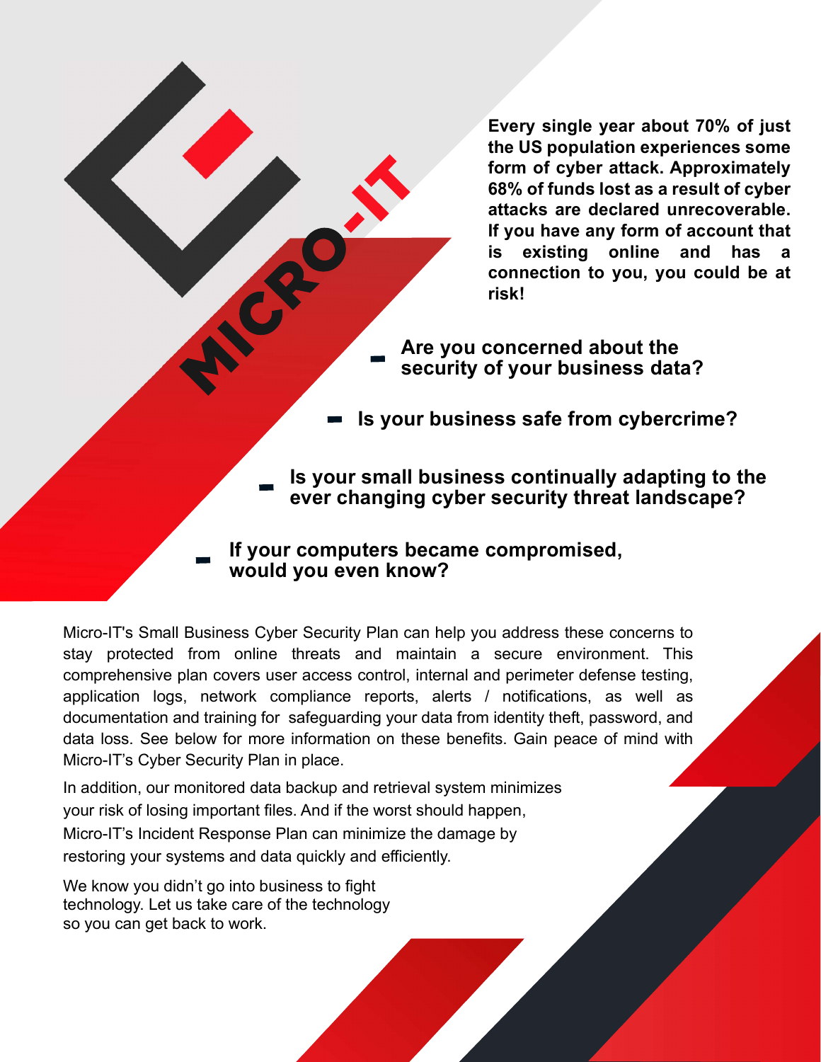# MICRO-IT

**Every single year about 70% of just the US population experiences some form of cyber attack. Approximately 68% of funds lost as a result of cyber attacks are declared unrecoverable. If you have any form of account that is existing online and has a connection to you, you could be at risk!**

- **Are you concerned about the security of your business data?**
- **Is your business safe from cybercrime?**
- **Is your small business continually adapting to the ever changing cyber security threat landscape?**
- **If your computers became compromised, would you even know?**

Micro-IT's Small Business Cyber Security Plan can help you address these concerns to stay protected from online threats and maintain a secure environment. This comprehensive plan covers user access control, internal and perimeter defense testing, application logs, network compliance reports, alerts / notifications, as well as documentation and training for safeguarding your data from identity theft, password, and data loss. See below for more information on these benefits. Gain peace of mind with Micro-IT's Cyber Security Plan in place.

In addition, our monitored data backup and retrieval system minimizes your risk of losing important files. And if the worst should happen, Micro-IT's Incident Response Plan can minimize the damage by restoring your systems and data quickly and efficiently.

We know you didn't go into business to fight technology. Let us take care of the technology so you can get back to work.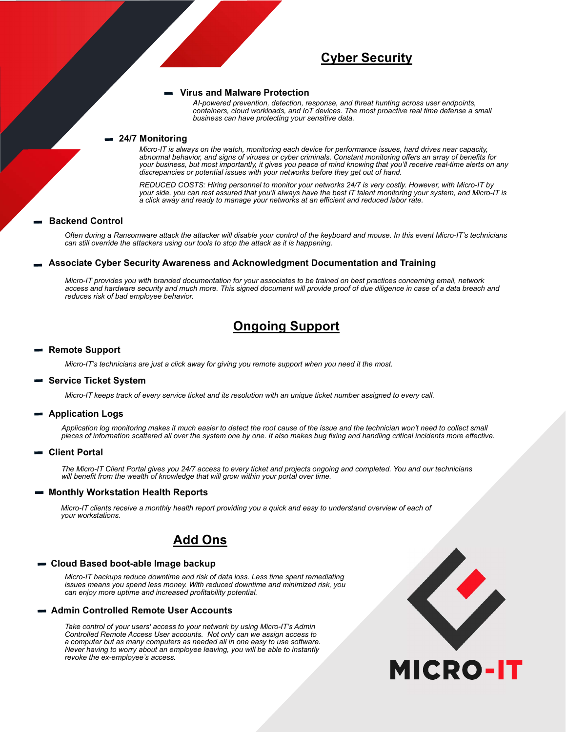## Cyber Security

- **Virus and Malware Protection**

  *AI-powered prevention, detection, response, and threat hunting across user endpoints, containers, cloud workloads, and IoT devices. The most proactive real time defense a small business can have protecting your sensitive data.*

- **24/7 Monitoring**

  *Micro-IT is always on the watch, monitoring each device for performance issues, hard drives near capacity, abnormal behavior, and signs of viruses or cyber criminals. Constant monitoring offers an array of benefits for your business, but most importantly, it gives you peace of mind knowing that you'll receive real-time alerts on any discrepancies or potential issues with your networks before they get out of hand.*

  *REDUCED COSTS: Hiring personnel to monitor your networks 24/7 is very costly. However, with Micro-IT by your side, you can rest assured that you'll always have the best IT talent monitoring your system, and Micro-IT is a click away and ready to manage your networks at an efficient and reduced labor rate.*

- **Backend Control**

  *Often during a Ransomware attack the attacker will disable your control of the keyboard and mouse. In this event Micro-IT's technicians can still override the attackers using our tools to stop the attack as it is happening.*

- **Associate Cyber Security Awareness and Acknowledgment Documentation and Training**

  *Micro-IT provides you with branded documentation for your associates to be trained on best practices concerning email, network access and hardware security and much more. This signed document will provide proof of due diligence in case of a data breach and reduces risk of bad employee behavior.*

## Ongoing Support

- **Remote Support**

  *Micro-IT's technicians are just a click away for giving you remote support when you need it the most.*

- **Service Ticket System**

  *Micro-IT keeps track of every service ticket and its resolution with an unique ticket number assigned to every call.*

- **Application Logs**

  *Application log monitoring makes it much easier to detect the root cause of the issue and the technician won't need to collect small pieces of information scattered all over the system one by one. It also makes bug fixing and handling critical incidents more effective.*

- **Client Portal**

  *The Micro-IT Client Portal gives you 24/7 access to every ticket and projects ongoing and completed. You and our technicians will benefit from the wealth of knowledge that will grow within your portal over time.*

- **Monthly Workstation Health Reports**

  *Micro-IT clients receive a monthly health report providing you a quick and easy to understand overview of each of your workstations.*

## Add Ons

- **Cloud Based boot-able Image backup**

  *Micro-IT backups reduce downtime and risk of data loss. Less time spent remediating issues means you spend less money. With reduced downtime and minimized risk, you can enjoy more uptime and increased profitability potential.*

- **Admin Controlled Remote User Accounts**

  *Take control of your users' access to your network by using Micro-IT's Admin Controlled Remote Access User accounts. Not only can we assign access to a computer but as many computers as needed all in one easy to use software. Never having to worry about an employee leaving, you will be able to instantly revoke the ex-employee's access.*

MICRO-IT